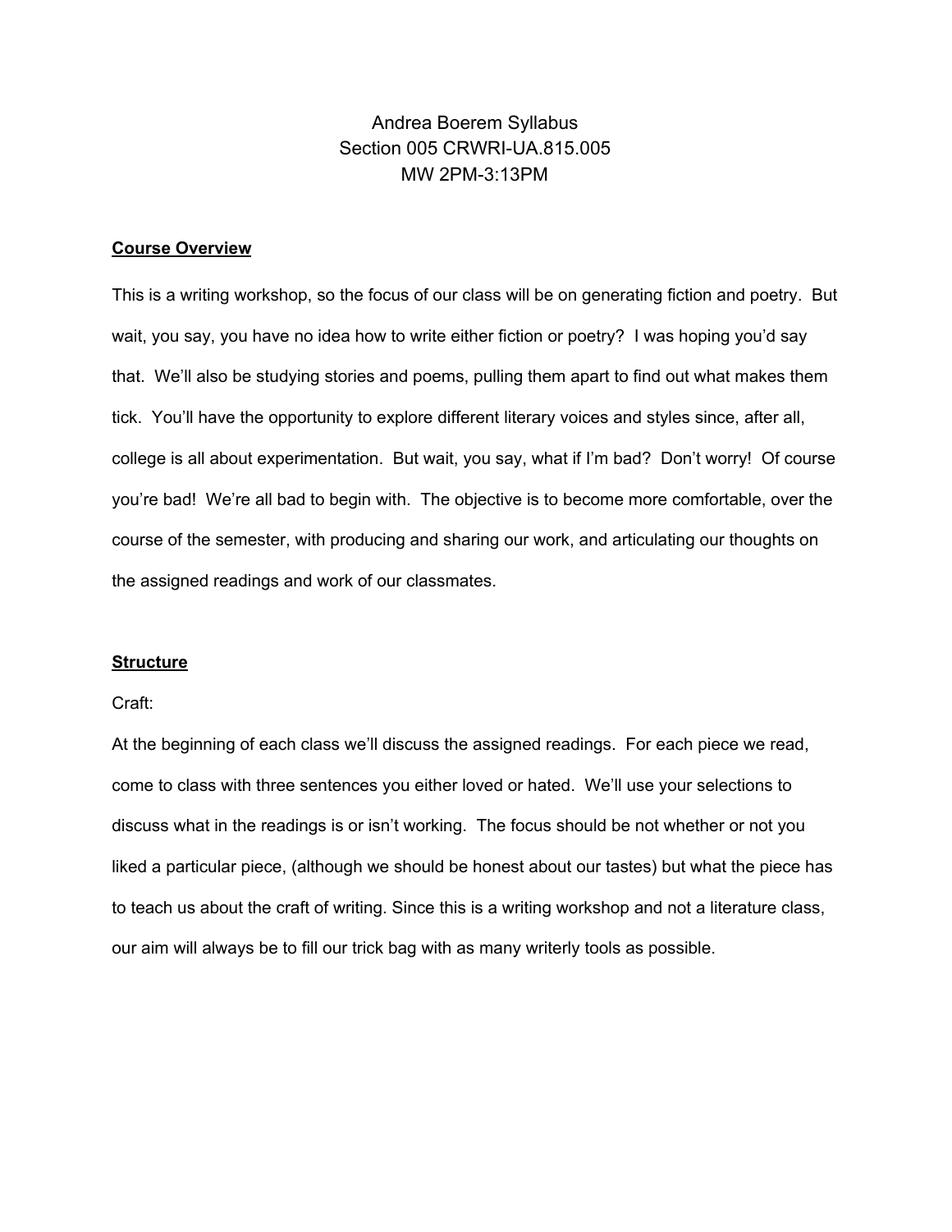# Andrea Boerem Syllabus
Section 005 CRWRI-UA.815.005
MW 2PM-3:13PM

## Course Overview

This is a writing workshop, so the focus of our class will be on generating fiction and poetry. But wait, you say, you have no idea how to write either fiction or poetry? I was hoping you'd say that. We'll also be studying stories and poems, pulling them apart to find out what makes them tick. You'll have the opportunity to explore different literary voices and styles since, after all, college is all about experimentation. But wait, you say, what if I'm bad? Don't worry! Of course you're bad! We're all bad to begin with. The objective is to become more comfortable, over the course of the semester, with producing and sharing our work, and articulating our thoughts on the assigned readings and work of our classmates.

## Structure

Craft:

At the beginning of each class we'll discuss the assigned readings. For each piece we read, come to class with three sentences you either loved or hated. We'll use your selections to discuss what in the readings is or isn't working. The focus should be not whether or not you liked a particular piece, (although we should be honest about our tastes) but what the piece has to teach us about the craft of writing. Since this is a writing workshop and not a literature class, our aim will always be to fill our trick bag with as many writerly tools as possible.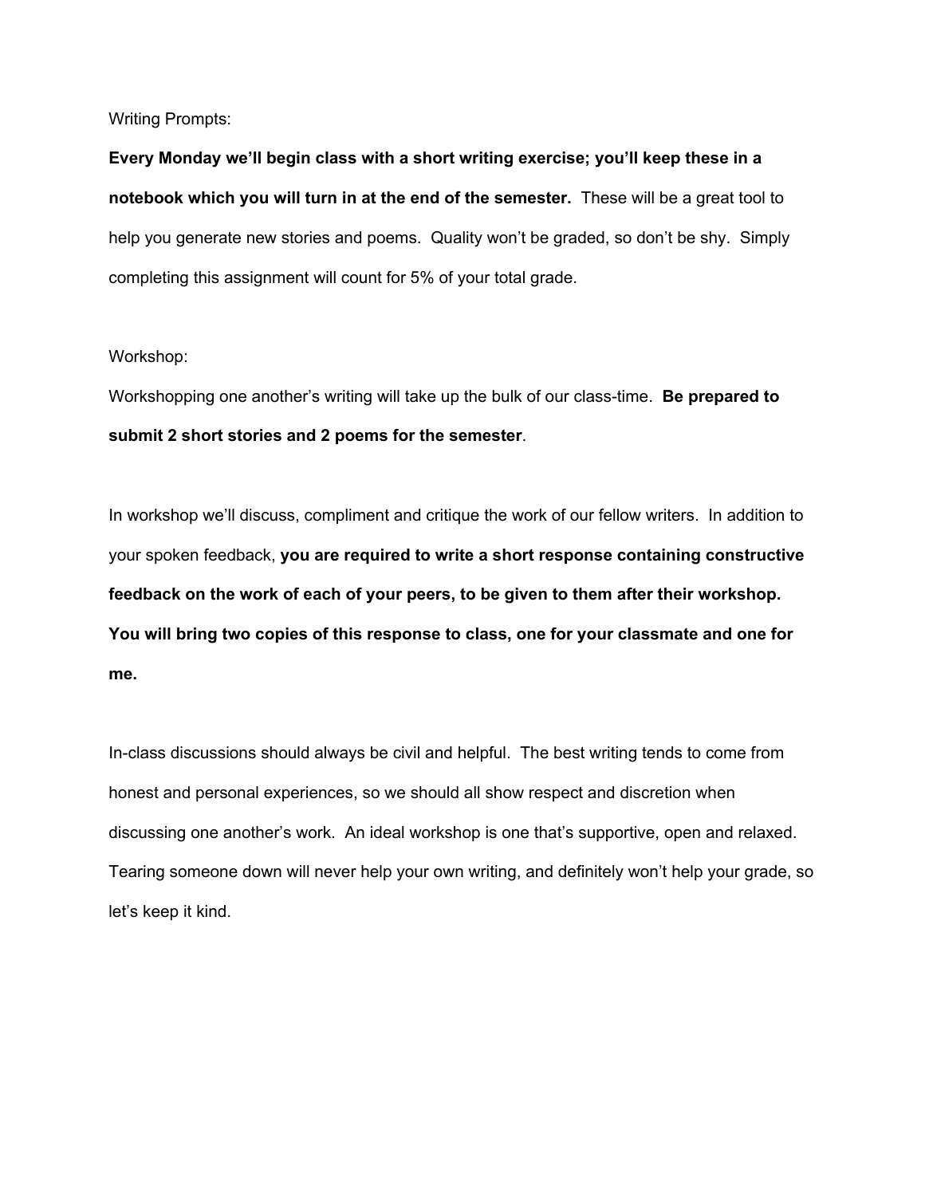Writing Prompts:

**Every Monday we'll begin class with a short writing exercise; you'll keep these in a notebook which you will turn in at the end of the semester.** These will be a great tool to help you generate new stories and poems. Quality won't be graded, so don't be shy. Simply completing this assignment will count for 5% of your total grade.

Workshop:

Workshopping one another's writing will take up the bulk of our class-time. **Be prepared to submit 2 short stories and 2 poems for the semester**.

In workshop we'll discuss, compliment and critique the work of our fellow writers. In addition to your spoken feedback, **you are required to write a short response containing constructive feedback on the work of each of your peers, to be given to them after their workshop. You will bring two copies of this response to class, one for your classmate and one for me.**

In-class discussions should always be civil and helpful. The best writing tends to come from honest and personal experiences, so we should all show respect and discretion when discussing one another's work. An ideal workshop is one that's supportive, open and relaxed. Tearing someone down will never help your own writing, and definitely won't help your grade, so let's keep it kind.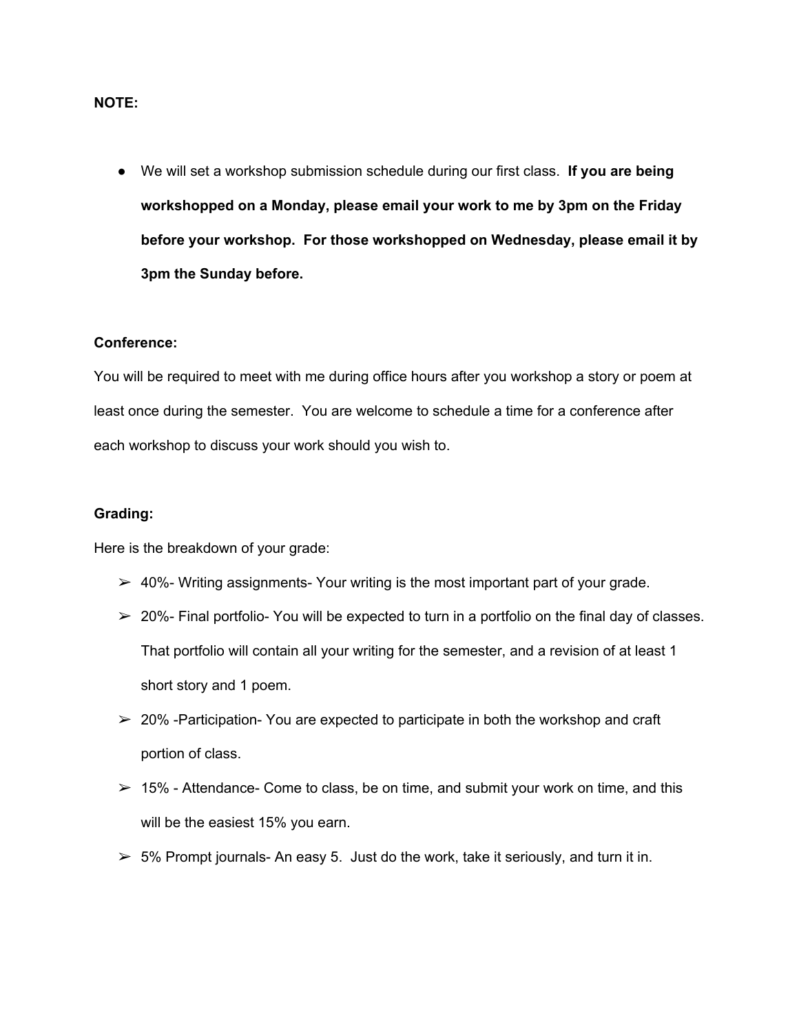**NOTE:**

- We will set a workshop submission schedule during our first class. **If you are being workshopped on a Monday, please email your work to me by 3pm on the Friday before your workshop. For those workshopped on Wednesday, please email it by 3pm the Sunday before.**

**Conference:**

You will be required to meet with me during office hours after you workshop a story or poem at least once during the semester. You are welcome to schedule a time for a conference after each workshop to discuss your work should you wish to.

**Grading:**

Here is the breakdown of your grade:

- 40%- Writing assignments- Your writing is the most important part of your grade.
- 20%- Final portfolio- You will be expected to turn in a portfolio on the final day of classes. That portfolio will contain all your writing for the semester, and a revision of at least 1 short story and 1 poem.
- 20% -Participation- You are expected to participate in both the workshop and craft portion of class.
- 15% - Attendance- Come to class, be on time, and submit your work on time, and this will be the easiest 15% you earn.
- 5% Prompt journals- An easy 5. Just do the work, take it seriously, and turn it in.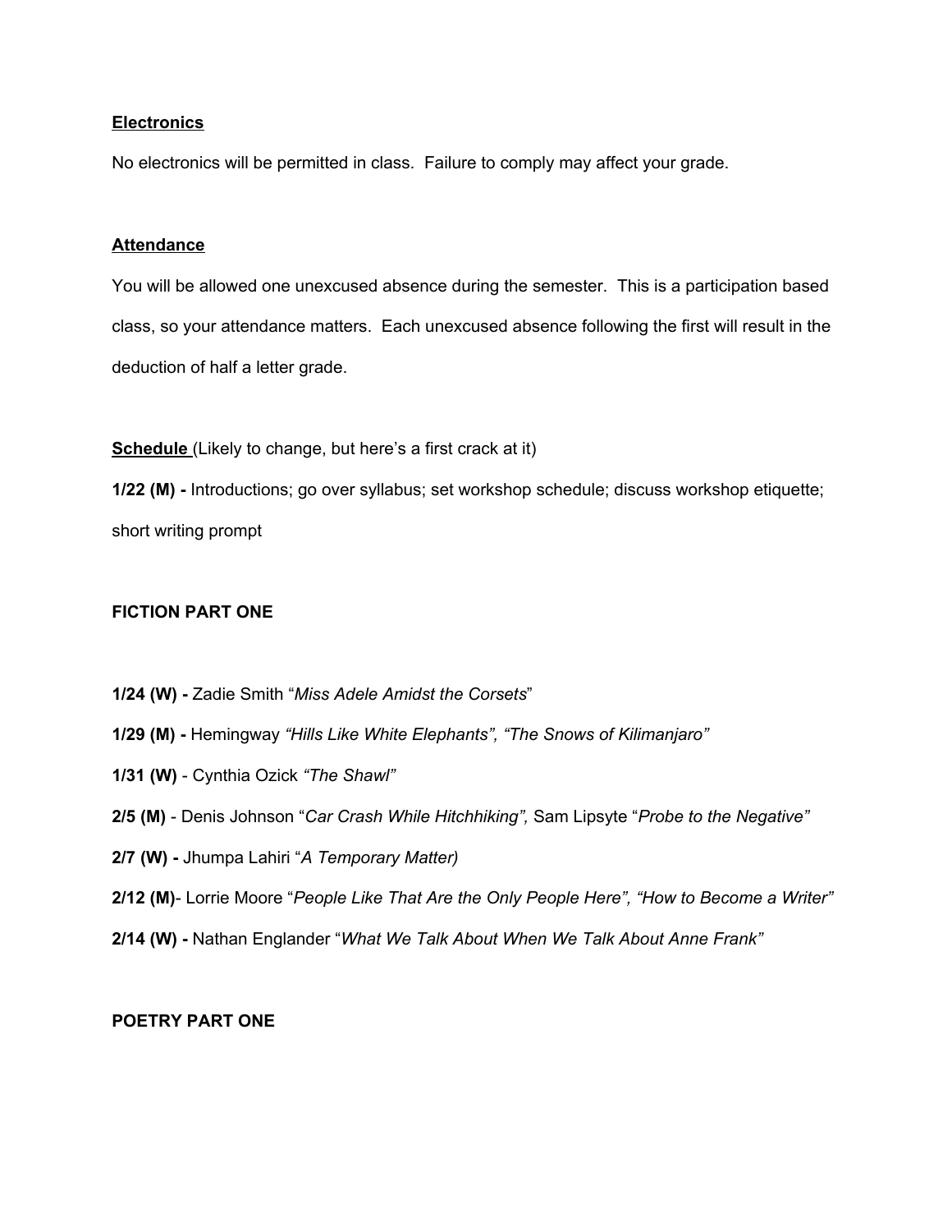**Electronics**

No electronics will be permitted in class. Failure to comply may affect your grade.

**Attendance**

You will be allowed one unexcused absence during the semester. This is a participation based class, so your attendance matters. Each unexcused absence following the first will result in the deduction of half a letter grade.

**Schedule** (Likely to change, but here's a first crack at it)

**1/22 (M) -** Introductions; go over syllabus; set workshop schedule; discuss workshop etiquette; short writing prompt

**FICTION PART ONE**

**1/24 (W) -** Zadie Smith "*Miss Adele Amidst the Corsets*"

**1/29 (M) -** Hemingway *"Hills Like White Elephants", "The Snows of Kilimanjaro"*

**1/31 (W)** - Cynthia Ozick *"The Shawl"*

**2/5 (M)** - Denis Johnson "*Car Crash While Hitchhiking",* Sam Lipsyte "*Probe to the Negative"*

**2/7 (W) -** Jhumpa Lahiri "*A Temporary Matter)*

**2/12 (M)**- Lorrie Moore "*People Like That Are the Only People Here", "How to Become a Writer"*

**2/14 (W) -** Nathan Englander "*What We Talk About When We Talk About Anne Frank"*

**POETRY PART ONE**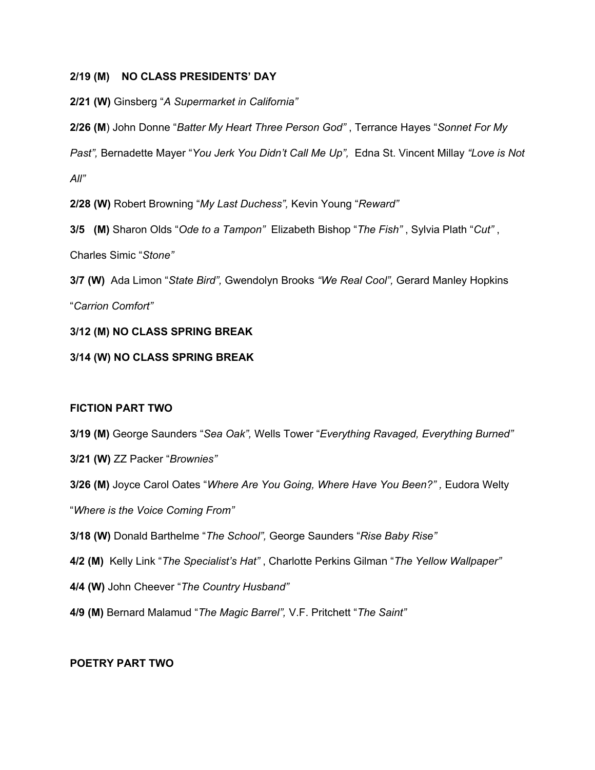**2/19 (M) NO CLASS PRESIDENTS' DAY**

**2/21 (W)** Ginsberg "*A Supermarket in California"*

**2/26 (M**) John Donne "*Batter My Heart Three Person God"* , Terrance Hayes "*Sonnet For My Past",* Bernadette Mayer "*You Jerk You Didn't Call Me Up",* Edna St. Vincent Millay *"Love is Not All"*

**2/28 (W)** Robert Browning "*My Last Duchess",* Kevin Young "*Reward"*

**3/5 (M)** Sharon Olds "*Ode to a Tampon"* Elizabeth Bishop "*The Fish"* , Sylvia Plath "*Cut"* , Charles Simic "*Stone"*

**3/7 (W)** Ada Limon "*State Bird",* Gwendolyn Brooks *"We Real Cool",* Gerard Manley Hopkins "*Carrion Comfort"*

**3/12 (M) NO CLASS SPRING BREAK**

**3/14 (W) NO CLASS SPRING BREAK**

**FICTION PART TWO**

**3/19 (M)** George Saunders "*Sea Oak",* Wells Tower "*Everything Ravaged, Everything Burned"*

**3/21 (W)** ZZ Packer "*Brownies"*

**3/26 (M)** Joyce Carol Oates "*Where Are You Going, Where Have You Been?" ,* Eudora Welty "*Where is the Voice Coming From"*

**3/18 (W)** Donald Barthelme "*The School",* George Saunders "*Rise Baby Rise"*

**4/2 (M)** Kelly Link "*The Specialist's Hat"* , Charlotte Perkins Gilman "*The Yellow Wallpaper"*

**4/4 (W)** John Cheever "*The Country Husband"*

**4/9 (M)** Bernard Malamud "*The Magic Barrel",* V.F. Pritchett "*The Saint"*

**POETRY PART TWO**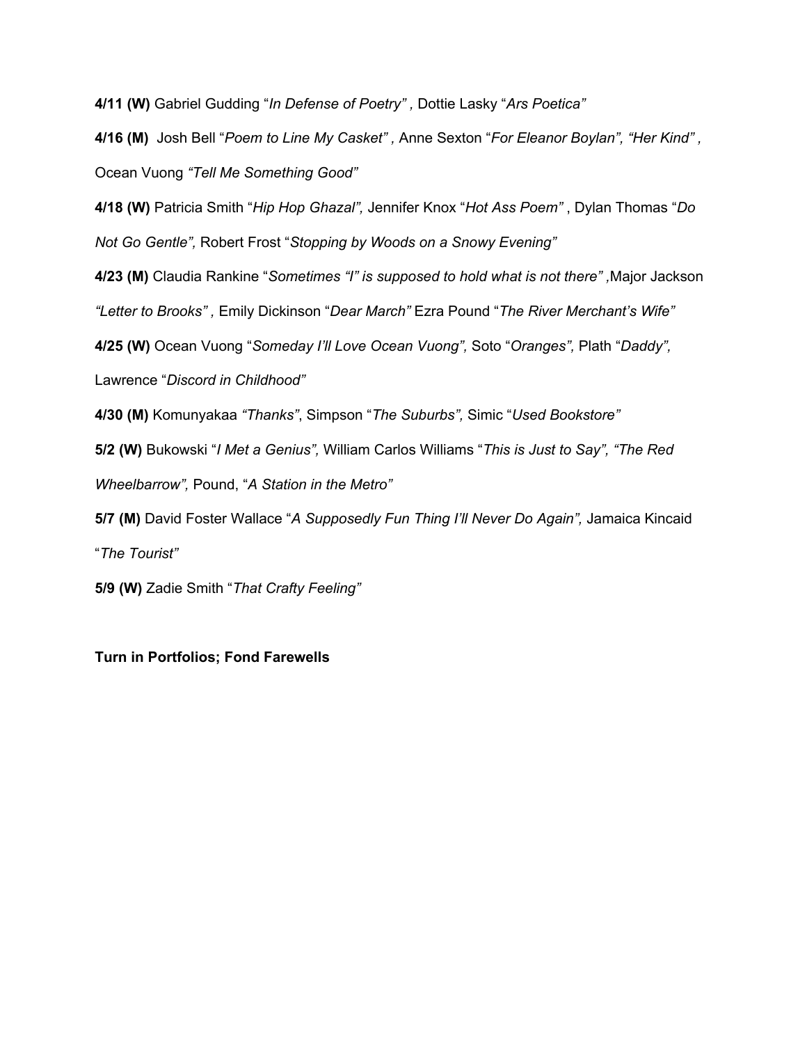**4/11 (W)** Gabriel Gudding "*In Defense of Poetry*" *,* Dottie Lasky "*Ars Poetica*"

**4/16 (M)** Josh Bell "*Poem to Line My Casket*" *,* Anne Sexton "*For Eleanor Boylan", "Her Kind"* *,* Ocean Vuong *"Tell Me Something Good"*

**4/18 (W)** Patricia Smith "*Hip Hop Ghazal",* Jennifer Knox "*Hot Ass Poem"* , Dylan Thomas "*Do Not Go Gentle",* Robert Frost "*Stopping by Woods on a Snowy Evening"*

**4/23 (M)** Claudia Rankine "*Sometimes "I" is supposed to hold what is not there"* ,Major Jackson *"Letter to Brooks"* *,* Emily Dickinson "*Dear March"* Ezra Pound "*The River Merchant's Wife"*

**4/25 (W)** Ocean Vuong "*Someday I'll Love Ocean Vuong",* Soto "*Oranges",* Plath "*Daddy",* Lawrence "*Discord in Childhood"*

**4/30 (M)** Komunyakaa *"Thanks"*, Simpson "*The Suburbs",* Simic "*Used Bookstore"*

**5/2 (W)** Bukowski "*I Met a Genius",* William Carlos Williams "*This is Just to Say", "The Red Wheelbarrow",* Pound, "*A Station in the Metro"*

**5/7 (M)** David Foster Wallace "*A Supposedly Fun Thing I'll Never Do Again",* Jamaica Kincaid "*The Tourist"*

**5/9 (W)** Zadie Smith "*That Crafty Feeling"*

**Turn in Portfolios; Fond Farewells**